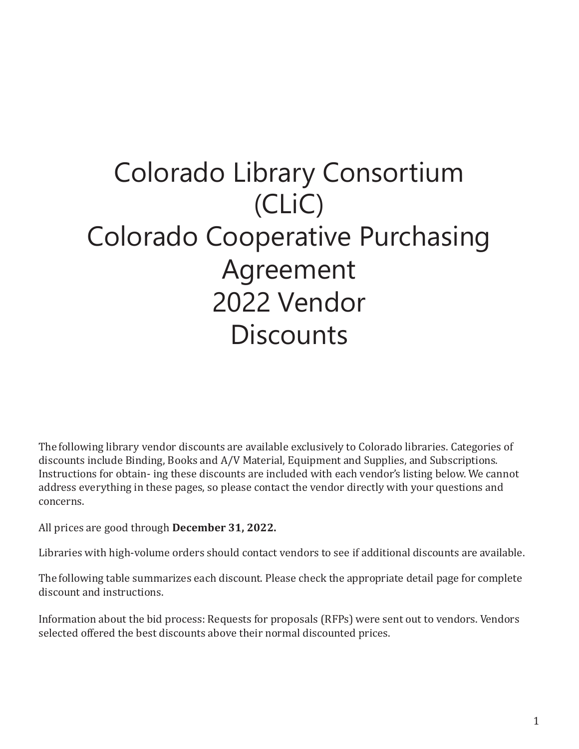# Colorado Library Consortium (CLiC) Colorado Cooperative Purchasing Agreement 2022 Vendor Discounts

The following library vendor discounts are available exclusively to Colorado libraries. Categories of discounts include Binding, Books and A/V Material, Equipment and Supplies, and Subscriptions. Instructions for obtain- ing these discounts are included with each vendor's listing below. We cannot address everything in these pages, so please contact the vendor directly with your questions and concerns.

All prices are good through **December 31, 2022.**

Libraries with high-volume orders should contact vendors to see if additional discounts are available.

The following table summarizes each discount. Please check the appropriate detail page for complete discount and instructions.

Information about the bid process: Requests for proposals (RFPs) were sent out to vendors. Vendors selected offered the best discounts above their normal discounted prices.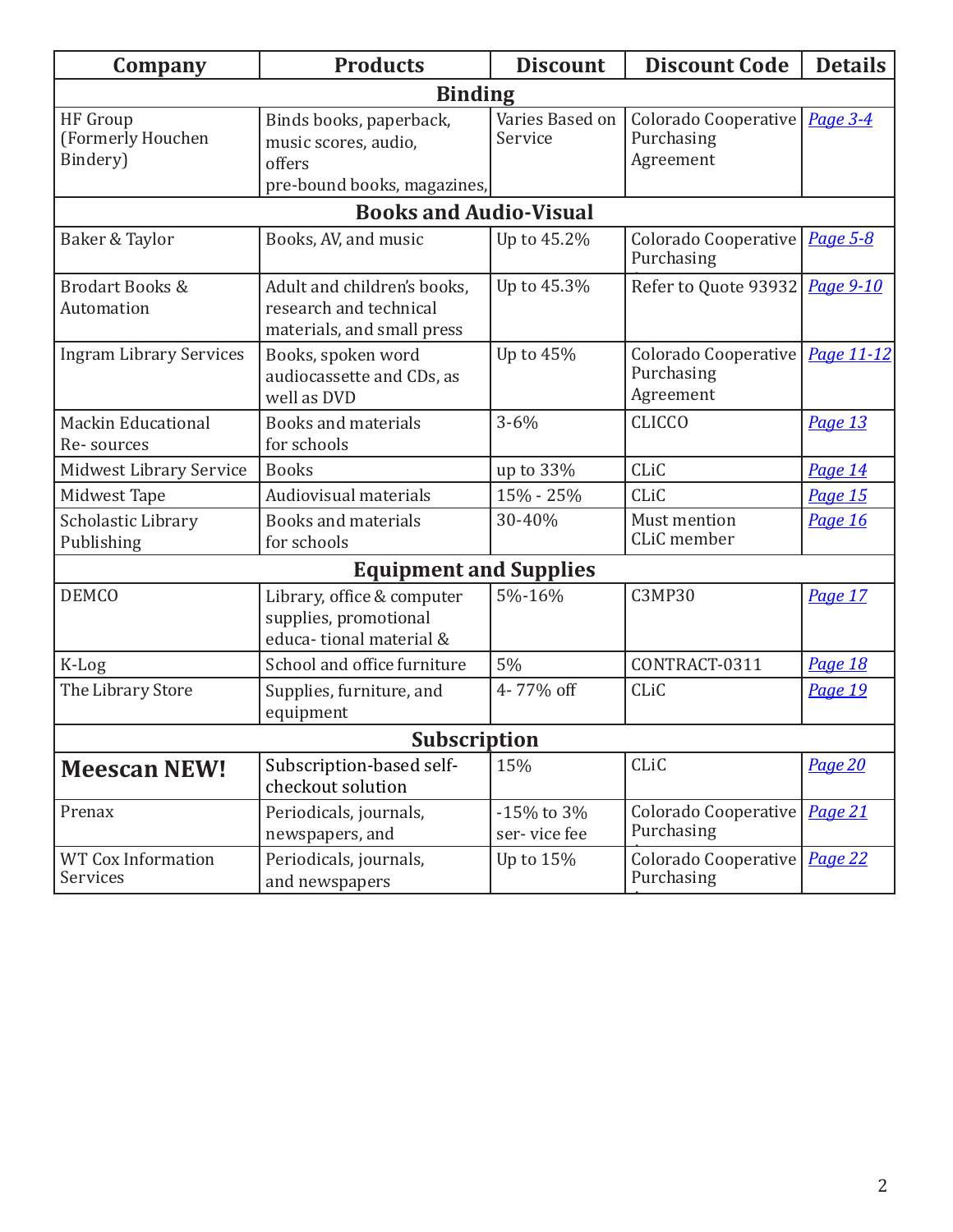| Company | Products | Discount | Discount Code | Details |
|---|---|---|---|---|
| **Binding** | | | | |
| HF Group (Formerly Houchen Bindery) | Binds books, paperback, music scores, audio, offers pre-bound books, magazines, | Varies Based on Service | Colorado Cooperative Purchasing Agreement | *Page 3-4* |
| **Books and Audio-Visual** | | | | |
| Baker & Taylor | Books, AV, and music | Up to 45.2% | Colorado Cooperative Purchasing | *Page 5-8* |
| Brodart Books & Automation | Adult and children's books, research and technical materials, and small press | Up to 45.3% | Refer to Quote 93932 | *Page 9-10* |
| Ingram Library Services | Books, spoken word audiocassette and CDs, as well as DVD | Up to 45% | Colorado Cooperative Purchasing Agreement | *Page 11-12* |
| Mackin Educational Re- sources | Books and materials for schools | 3-6% | CLICCO | *Page 13* |
| Midwest Library Service | Books | up to 33% | CLiC | *Page 14* |
| Midwest Tape | Audiovisual materials | 15% - 25% | CLiC | *Page 15* |
| Scholastic Library Publishing | Books and materials for schools | 30-40% | Must mention CLiC member | *Page 16* |
| **Equipment and Supplies** | | | | |
| DEMCO | Library, office & computer supplies, promotional educa- tional material & | 5%-16% | C3MP30 | *Page 17* |
| K-Log | School and office furniture | 5% | CONTRACT-0311 | *Page 18* |
| The Library Store | Supplies, furniture, and equipment | 4- 77% off | CLiC | *Page 19* |
| **Subscription** | | | | |
| **Meescan NEW!** | Subscription-based self-checkout solution | 15% | CLiC | *Page 20* |
| Prenax | Periodicals, journals, newspapers, and | -15% to 3% ser- vice fee | Colorado Cooperative Purchasing | *Page 21* |
| WT Cox Information Services | Periodicals, journals, and newspapers | Up to 15% | Colorado Cooperative Purchasing | *Page 22* |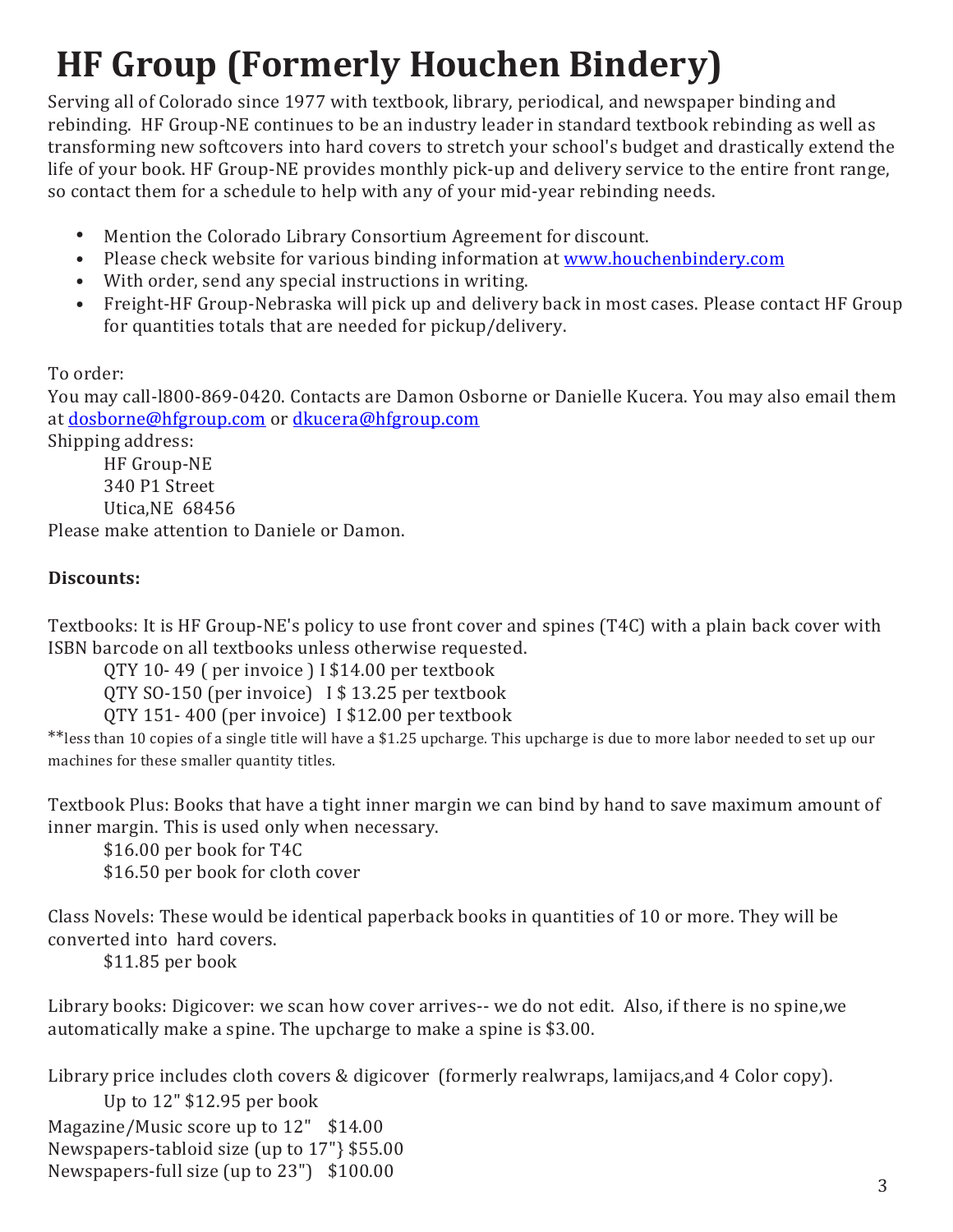# HF Group (Formerly Houchen Bindery)

Serving all of Colorado since 1977 with textbook, library, periodical, and newspaper binding and rebinding. HF Group-NE continues to be an industry leader in standard textbook rebinding as well as transforming new softcovers into hard covers to stretch your school's budget and drastically extend the life of your book. HF Group-NE provides monthly pick-up and delivery service to the entire front range, so contact them for a schedule to help with any of your mid-year rebinding needs.

- Mention the Colorado Library Consortium Agreement for discount.
- Please check website for various binding information at [www.houchenbindery.com](http://www.houchenbindery.com)
- With order, send any special instructions in writing.
- Freight-HF Group-Nebraska will pick up and delivery back in most cases. Please contact HF Group for quantities totals that are needed for pickup/delivery.

To order:

You may call-l800-869-0420. Contacts are Damon Osborne or Danielle Kucera. You may also email them at dosborne@hfgroup.com or dkucera@hfgroup.com

Shipping address:

HF Group-NE
340 P1 Street
Utica,NE 68456

Please make attention to Daniele or Damon.

**Discounts:**

Textbooks: It is HF Group-NE's policy to use front cover and spines (T4C) with a plain back cover with ISBN barcode on all textbooks unless otherwise requested.

QTY 10- 49 ( per invoice ) I $14.00 per textbook
QTY SO-150 (per invoice) I $ 13.25 per textbook
QTY 151- 400 (per invoice) I $12.00 per textbook

**less than 10 copies of a single title will have a $1.25 upcharge. This upcharge is due to more labor needed to set up our machines for these smaller quantity titles.

Textbook Plus: Books that have a tight inner margin we can bind by hand to save maximum amount of inner margin. This is used only when necessary.

$16.00 per book for T4C
$16.50 per book for cloth cover

Class Novels: These would be identical paperback books in quantities of 10 or more. They will be converted into hard covers.

$11.85 per book

Library books: Digicover: we scan how cover arrives-- we do not edit. Also, if there is no spine,we automatically make a spine. The upcharge to make a spine is $3.00.

Library price includes cloth covers & digicover (formerly realwraps, lamijacs,and 4 Color copy).

Up to 12" $12.95 per book

Magazine/Music score up to 12" $14.00
Newspapers-tabloid size (up to 17"} $55.00
Newspapers-full size (up to 23") $100.00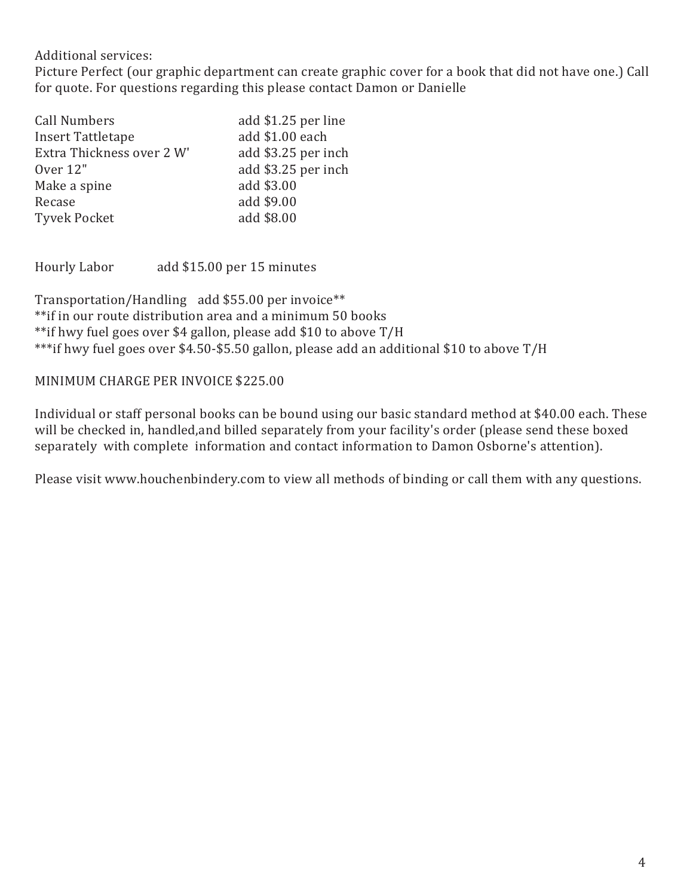Additional services:
Picture Perfect (our graphic department can create graphic cover for a book that did not have one.) Call for quote. For questions regarding this please contact Damon or Danielle

| | |
|---|---|
| Call Numbers | add $1.25 per line |
| Insert Tattletape | add $1.00 each |
| Extra Thickness over 2 W' | add $3.25 per inch |
| Over 12" | add $3.25 per inch |
| Make a spine | add $3.00 |
| Recase | add $9.00 |
| Tyvek Pocket | add $8.00 |

Hourly Labor add $15.00 per 15 minutes

Transportation/Handling add $55.00 per invoice**
**if in our route distribution area and a minimum 50 books
**if hwy fuel goes over $4 gallon, please add $10 to above T/H
***if hwy fuel goes over $4.50-$5.50 gallon, please add an additional $10 to above T/H

MINIMUM CHARGE PER INVOICE $225.00

Individual or staff personal books can be bound using our basic standard method at $40.00 each. These will be checked in, handled,and billed separately from your facility's order (please send these boxed separately with complete information and contact information to Damon Osborne's attention).

Please visit www.houchenbindery.com to view all methods of binding or call them with any questions.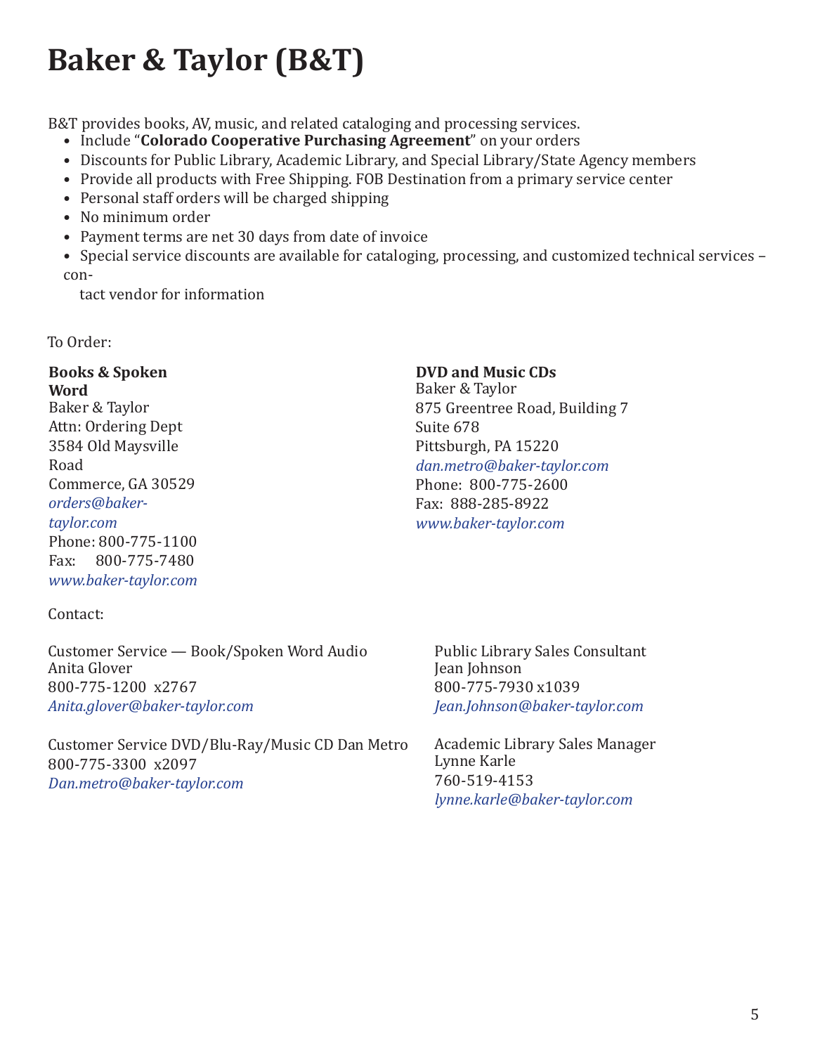# Baker & Taylor (B&T)

B&T provides books, AV, music, and related cataloging and processing services.

- Include "**Colorado Cooperative Purchasing Agreement**" on your orders
- Discounts for Public Library, Academic Library, and Special Library/State Agency members
- Provide all products with Free Shipping. FOB Destination from a primary service center
- Personal staff orders will be charged shipping
- No minimum order
- Payment terms are net 30 days from date of invoice
- Special service discounts are available for cataloging, processing, and customized technical services – contact vendor for information

To Order:

**Books & Spoken Word**
Baker & Taylor
Attn: Ordering Dept
3584 Old Maysville Road
Commerce, GA 30529
*orders@baker-taylor.com*
Phone: 800-775-1100
Fax: 800-775-7480
*www.baker-taylor.com*

**DVD and Music CDs**
Baker & Taylor
875 Greentree Road, Building 7
Suite 678
Pittsburgh, PA 15220
*dan.metro@baker-taylor.com*
Phone: 800-775-2600
Fax: 888-285-8922
*www.baker-taylor.com*

Contact:

Customer Service — Book/Spoken Word Audio
Anita Glover
800-775-1200 x2767
*Anita.glover@baker-taylor.com*

Customer Service DVD/Blu-Ray/Music CD Dan Metro
800-775-3300 x2097
*Dan.metro@baker-taylor.com*

Public Library Sales Consultant
Jean Johnson
800-775-7930 x1039
*Jean.Johnson@baker-taylor.com*

Academic Library Sales Manager
Lynne Karle
760-519-4153
*lynne.karle@baker-taylor.com*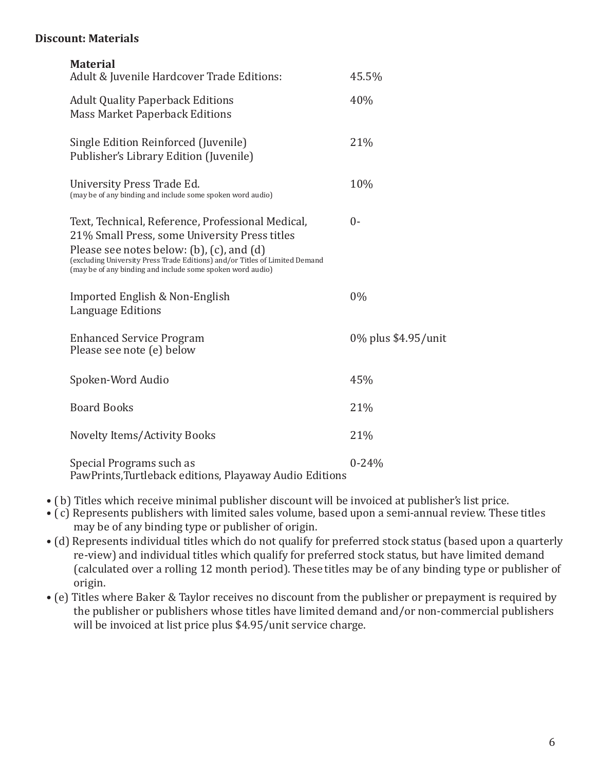**Discount: Materials**

| Material | |
|---|---|
| Adult & Juvenile Hardcover Trade Editions: | 45.5% |
| Adult Quality Paperback Editions<br>Mass Market Paperback Editions | 40% |
| Single Edition Reinforced (Juvenile)<br>Publisher's Library Edition (Juvenile) | 21% |
| University Press Trade Ed.<br>(may be of any binding and include some spoken word audio) | 10% |
| Text, Technical, Reference, Professional Medical,<br>21% Small Press, some University Press titles<br>Please see notes below: (b), (c), and (d)<br>(excluding University Press Trade Editions) and/or Titles of Limited Demand<br>(may be of any binding and include some spoken word audio) | 0- |
| Imported English & Non-English<br>Language Editions | 0% |
| Enhanced Service Program<br>Please see note (e) below | 0% plus $4.95/unit |
| Spoken-Word Audio | 45% |
| Board Books | 21% |
| Novelty Items/Activity Books | 21% |
| Special Programs such as<br>PawPrints,Turtleback editions, Playaway Audio Editions | 0-24% |

- ( b) Titles which receive minimal publisher discount will be invoiced at publisher's list price.
- ( c) Represents publishers with limited sales volume, based upon a semi-annual review. These titles may be of any binding type or publisher of origin.
- (d) Represents individual titles which do not qualify for preferred stock status (based upon a quarterly re-view) and individual titles which qualify for preferred stock status, but have limited demand (calculated over a rolling 12 month period). These titles may be of any binding type or publisher of origin.
- (e) Titles where Baker & Taylor receives no discount from the publisher or prepayment is required by the publisher or publishers whose titles have limited demand and/or non-commercial publishers will be invoiced at list price plus $4.95/unit service charge.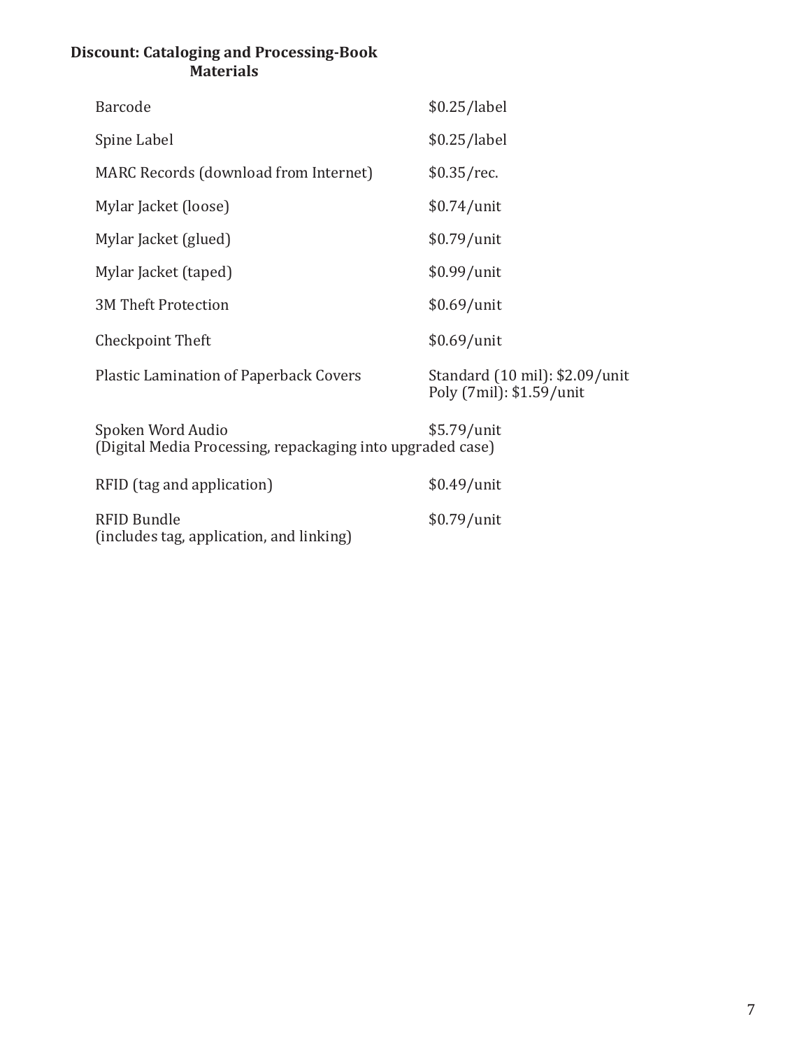## Discount: Cataloging and Processing-Book Materials

| | |
|---|---|
| Barcode | $0.25/label |
| Spine Label | $0.25/label |
| MARC Records (download from Internet) | $0.35/rec. |
| Mylar Jacket (loose) | $0.74/unit |
| Mylar Jacket (glued) | $0.79/unit |
| Mylar Jacket (taped) | $0.99/unit |
| 3M Theft Protection | $0.69/unit |
| Checkpoint Theft | $0.69/unit |
| Plastic Lamination of Paperback Covers | Standard (10 mil): $2.09/unit<br>Poly (7mil): $1.59/unit |
| Spoken Word Audio<br>(Digital Media Processing, repackaging into upgraded case) | $5.79/unit |
| RFID (tag and application) | $0.49/unit |
| RFID Bundle<br>(includes tag, application, and linking) | $0.79/unit |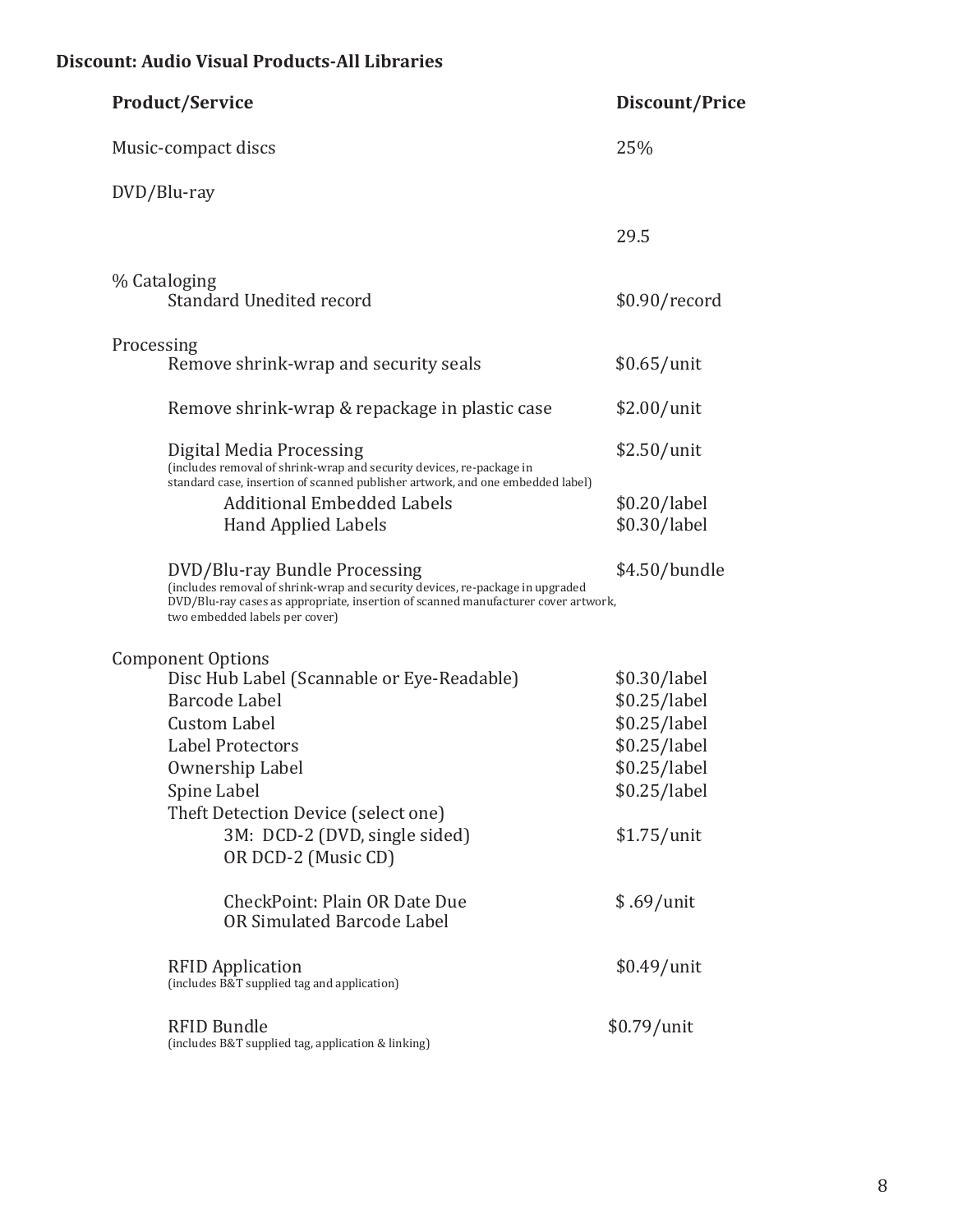**Discount: Audio Visual Products-All Libraries**

| Product/Service | Discount/Price |
|---|---|
| Music-compact discs | 25% |
| DVD/Blu-ray | |
| | 29.5 |
| % Cataloging | |
| Standard Unedited record | $0.90/record |
| Processing | |
| Remove shrink-wrap and security seals | $0.65/unit |
| Remove shrink-wrap & repackage in plastic case | $2.00/unit |
| Digital Media Processing (includes removal of shrink-wrap and security devices, re-package in standard case, insertion of scanned publisher artwork, and one embedded label) | $2.50/unit |
| Additional Embedded Labels | $0.20/label |
| Hand Applied Labels | $0.30/label |
| DVD/Blu-ray Bundle Processing (includes removal of shrink-wrap and security devices, re-package in upgraded DVD/Blu-ray cases as appropriate, insertion of scanned manufacturer cover artwork, two embedded labels per cover) | $4.50/bundle |
| Component Options | |
| Disc Hub Label (Scannable or Eye-Readable) | $0.30/label |
| Barcode Label | $0.25/label |
| Custom Label | $0.25/label |
| Label Protectors | $0.25/label |
| Ownership Label | $0.25/label |
| Spine Label | $0.25/label |
| Theft Detection Device (select one) | |
| 3M: DCD-2 (DVD, single sided) OR DCD-2 (Music CD) | $1.75/unit |
| CheckPoint: Plain OR Date Due OR Simulated Barcode Label | $ .69/unit |
| RFID Application (includes B&T supplied tag and application) | $0.49/unit |
| RFID Bundle (includes B&T supplied tag, application & linking) | $0.79/unit |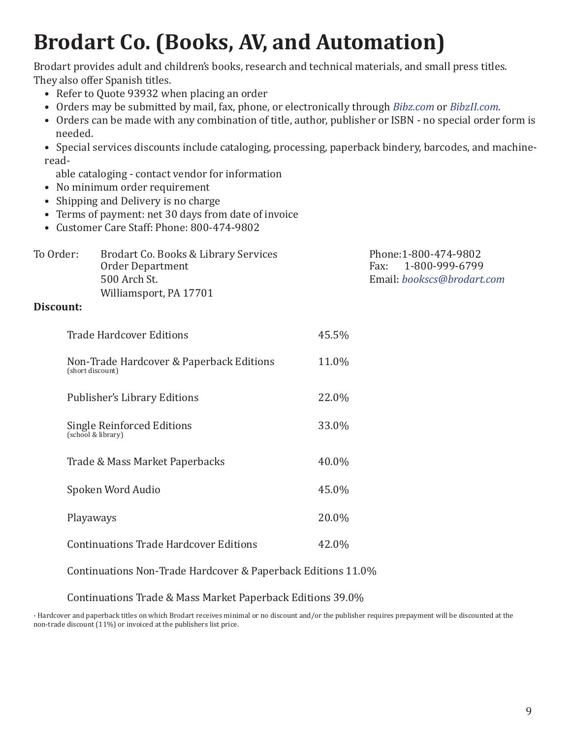# Brodart Co. (Books, AV, and Automation)

Brodart provides adult and children's books, research and technical materials, and small press titles. They also offer Spanish titles.

- Refer to Quote 93932 when placing an order
- Orders may be submitted by mail, fax, phone, or electronically through *Bibz.com* or *BibzII.com*.
- Orders can be made with any combination of title, author, publisher or ISBN - no special order form is needed.
- Special services discounts include cataloging, processing, paperback bindery, barcodes, and machine-readable cataloging - contact vendor for information
- No minimum order requirement
- Shipping and Delivery is no charge
- Terms of payment: net 30 days from date of invoice
- Customer Care Staff: Phone: 800-474-9802

To Order: Brodart Co. Books & Library Services
Order Department
500 Arch St.
Williamsport, PA 17701

Phone: 1-800-474-9802
Fax: 1-800-999-6799
Email: *bookscs@brodart.com*

**Discount:**

| Edition | Discount |
|---|---|
| Trade Hardcover Editions | 45.5% |
| Non-Trade Hardcover & Paperback Editions (short discount) | 11.0% |
| Publisher's Library Editions | 22.0% |
| Single Reinforced Editions (school & library) | 33.0% |
| Trade & Mass Market Paperbacks | 40.0% |
| Spoken Word Audio | 45.0% |
| Playaways | 20.0% |
| Continuations Trade Hardcover Editions | 42.0% |
| Continuations Non-Trade Hardcover & Paperback Editions | 11.0% |
| Continuations Trade & Mass Market Paperback Editions | 39.0% |

- Hardcover and paperback titles on which Brodart receives minimal or no discount and/or the publisher requires prepayment will be discounted at the non-trade discount (11%) or invoiced at the publishers list price.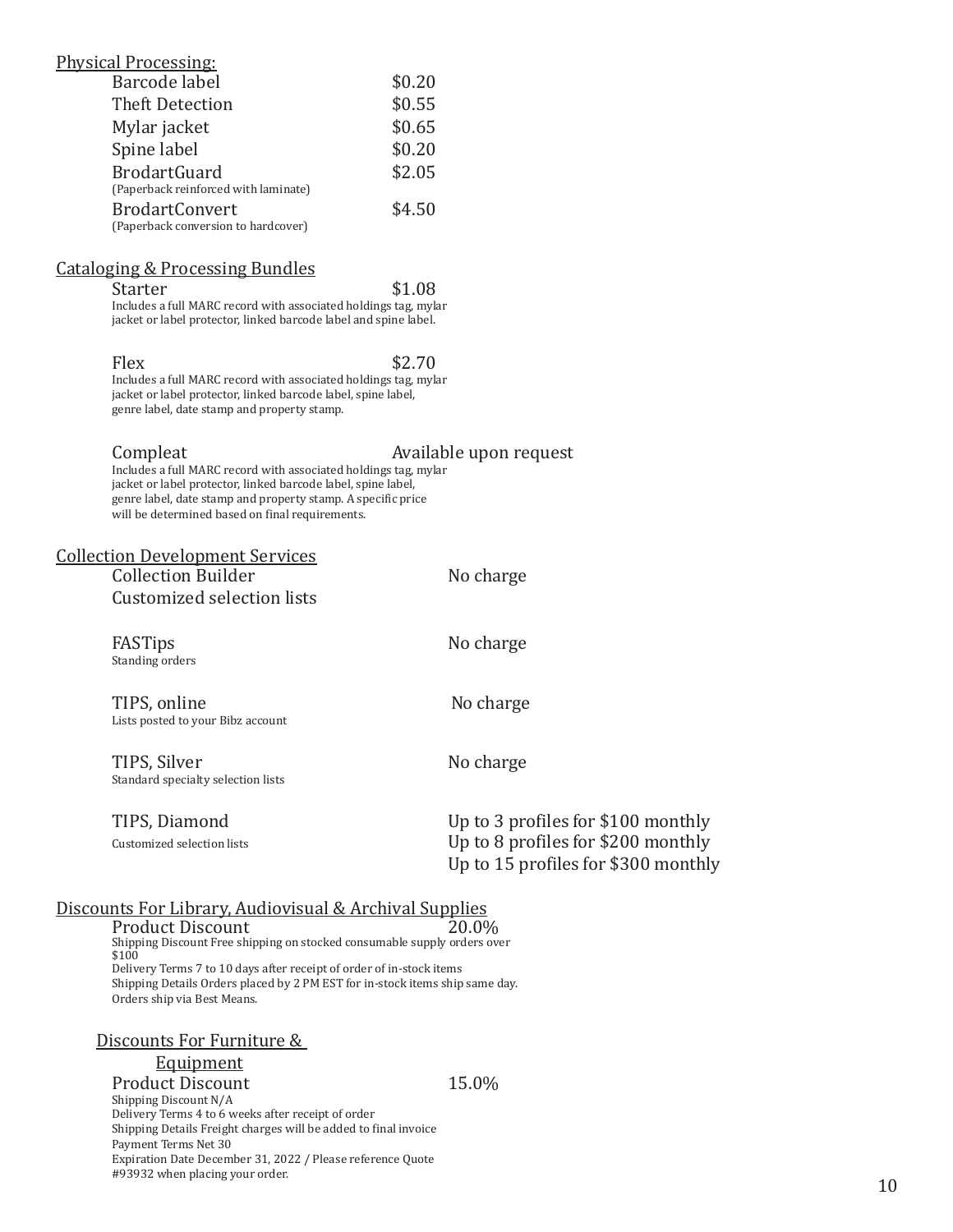## Physical Processing:

| | |
|---|---|
| Barcode label | $0.20 |
| Theft Detection | $0.55 |
| Mylar jacket | $0.65 |
| Spine label | $0.20 |
| BrodartGuard (Paperback reinforced with laminate) | $2.05 |
| BrodartConvert (Paperback conversion to hardcover) | $4.50 |

## Cataloging & Processing Bundles

**Starter** — $1.08

Includes a full MARC record with associated holdings tag, mylar jacket or label protector, linked barcode label and spine label.

**Flex** — $2.70

Includes a full MARC record with associated holdings tag, mylar jacket or label protector, linked barcode label, spine label, genre label, date stamp and property stamp.

**Compleat** — Available upon request

Includes a full MARC record with associated holdings tag, mylar jacket or label protector, linked barcode label, spine label, genre label, date stamp and property stamp. A specific price will be determined based on final requirements.

## Collection Development Services

| | |
|---|---|
| Collection Builder<br>Customized selection lists | No charge |
| FASTips<br>Standing orders | No charge |
| TIPS, online<br>Lists posted to your Bibz account | No charge |
| TIPS, Silver<br>Standard specialty selection lists | No charge |
| TIPS, Diamond<br>Customized selection lists | Up to 3 profiles for $100 monthly<br>Up to 8 profiles for $200 monthly<br>Up to 15 profiles for $300 monthly |

## Discounts For Library, Audiovisual & Archival Supplies

**Product Discount** — 20.0%

Shipping Discount Free shipping on stocked consumable supply orders over $100
Delivery Terms 7 to 10 days after receipt of order of in-stock items
Shipping Details Orders placed by 2 PM EST for in-stock items ship same day. Orders ship via Best Means.

## Discounts For Furniture & Equipment

**Product Discount** — 15.0%

Shipping Discount N/A
Delivery Terms 4 to 6 weeks after receipt of order
Shipping Details Freight charges will be added to final invoice
Payment Terms Net 30
Expiration Date December 31, 2022 / Please reference Quote #93932 when placing your order.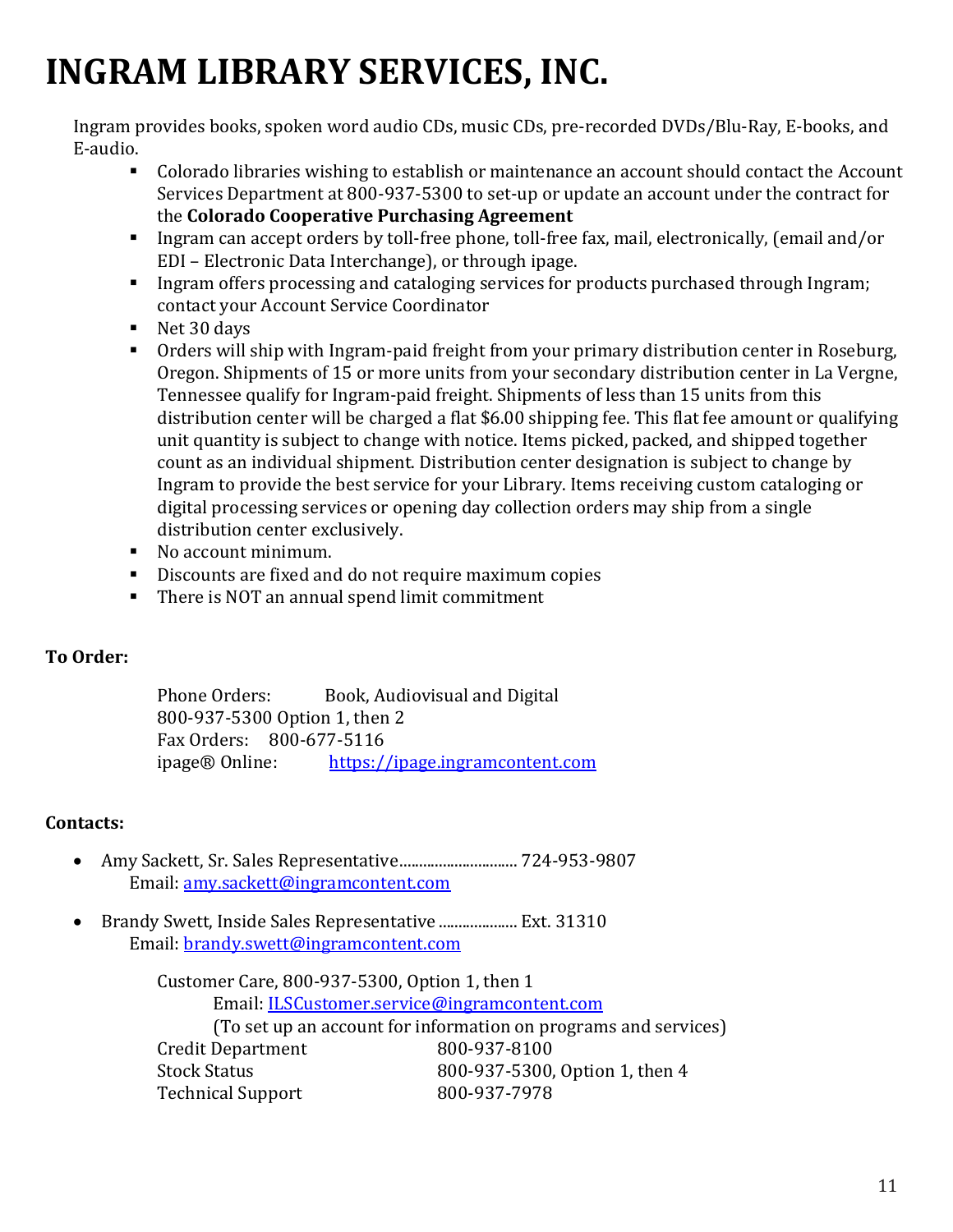# INGRAM LIBRARY SERVICES, INC.

Ingram provides books, spoken word audio CDs, music CDs, pre-recorded DVDs/Blu-Ray, E-books, and E-audio.

- Colorado libraries wishing to establish or maintenance an account should contact the Account Services Department at 800-937-5300 to set-up or update an account under the contract for the **Colorado Cooperative Purchasing Agreement**
- Ingram can accept orders by toll-free phone, toll-free fax, mail, electronically, (email and/or EDI – Electronic Data Interchange), or through ipage.
- Ingram offers processing and cataloging services for products purchased through Ingram; contact your Account Service Coordinator
- Net 30 days
- Orders will ship with Ingram-paid freight from your primary distribution center in Roseburg, Oregon. Shipments of 15 or more units from your secondary distribution center in La Vergne, Tennessee qualify for Ingram-paid freight. Shipments of less than 15 units from this distribution center will be charged a flat $6.00 shipping fee. This flat fee amount or qualifying unit quantity is subject to change with notice. Items picked, packed, and shipped together count as an individual shipment. Distribution center designation is subject to change by Ingram to provide the best service for your Library. Items receiving custom cataloging or digital processing services or opening day collection orders may ship from a single distribution center exclusively.
- No account minimum.
- Discounts are fixed and do not require maximum copies
- There is NOT an annual spend limit commitment

**To Order:**

Phone Orders: Book, Audiovisual and Digital
800-937-5300 Option 1, then 2
Fax Orders: 800-677-5116
ipage® Online: https://ipage.ingramcontent.com

**Contacts:**

- Amy Sackett, Sr. Sales Representative............................ 724-953-9807
  Email: amy.sackett@ingramcontent.com
- Brandy Swett, Inside Sales Representative .................... Ext. 31310
  Email: brandy.swett@ingramcontent.com

Customer Care, 800-937-5300, Option 1, then 1
Email: ILSCustomer.service@ingramcontent.com
(To set up an account for information on programs and services)

| | |
|---|---|
| Credit Department | 800-937-8100 |
| Stock Status | 800-937-5300, Option 1, then 4 |
| Technical Support | 800-937-7978 |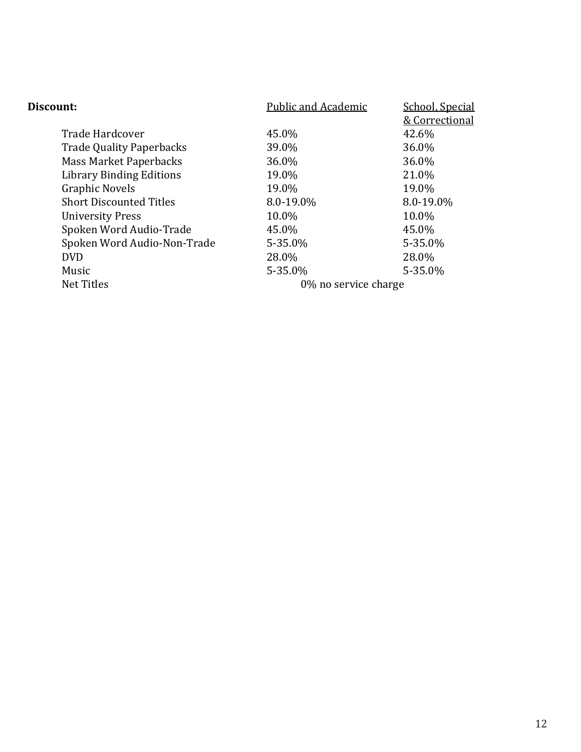**Discount:**

| | Public and Academic | School, Special & Correctional |
|---|---|---|
| Trade Hardcover | 45.0% | 42.6% |
| Trade Quality Paperbacks | 39.0% | 36.0% |
| Mass Market Paperbacks | 36.0% | 36.0% |
| Library Binding Editions | 19.0% | 21.0% |
| Graphic Novels | 19.0% | 19.0% |
| Short Discounted Titles | 8.0-19.0% | 8.0-19.0% |
| University Press | 10.0% | 10.0% |
| Spoken Word Audio-Trade | 45.0% | 45.0% |
| Spoken Word Audio-Non-Trade | 5-35.0% | 5-35.0% |
| DVD | 28.0% | 28.0% |
| Music | 5-35.0% | 5-35.0% |
| Net Titles | 0% no service charge | |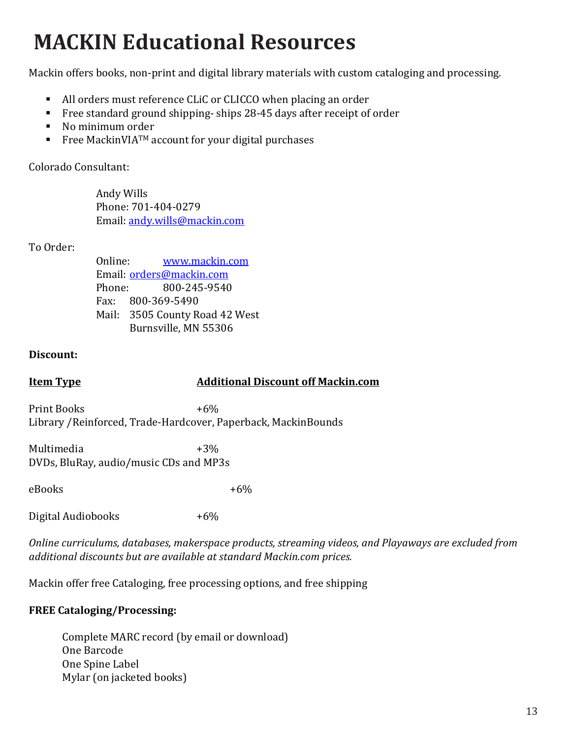# MACKIN Educational Resources

Mackin offers books, non-print and digital library materials with custom cataloging and processing.

- All orders must reference CLiC or CLICCO when placing an order
- Free standard ground shipping- ships 28-45 days after receipt of order
- No minimum order
- Free MackinVIA™ account for your digital purchases

Colorado Consultant:

Andy Wills
Phone: 701-404-0279
Email: andy.wills@mackin.com

To Order:

Online: www.mackin.com
Email: orders@mackin.com
Phone: 800-245-9540
Fax: 800-369-5490
Mail: 3505 County Road 42 West
Burnsville, MN 55306

**Discount:**

| Item Type | Additional Discount off Mackin.com |
| --- | --- |
| Print Books<br>Library /Reinforced, Trade-Hardcover, Paperback, MackinBounds | +6% |
| Multimedia<br>DVDs, BluRay, audio/music CDs and MP3s | +3% |
| eBooks | +6% |
| Digital Audiobooks | +6% |

*Online curriculums, databases, makerspace products, streaming videos, and Playaways are excluded from additional discounts but are available at standard Mackin.com prices.*

Mackin offer free Cataloging, free processing options, and free shipping

**FREE Cataloging/Processing:**

Complete MARC record (by email or download)
One Barcode
One Spine Label
Mylar (on jacketed books)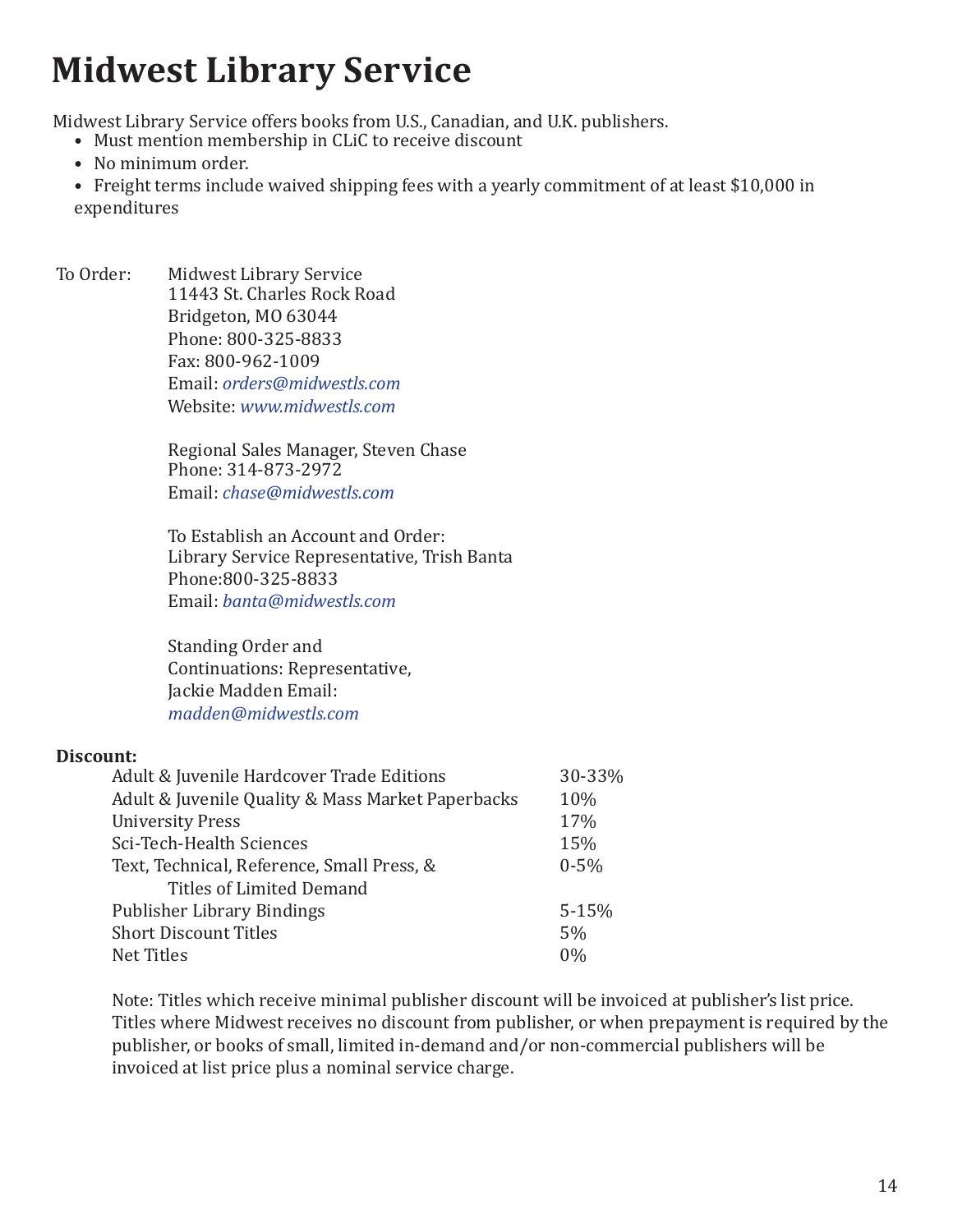# Midwest Library Service

Midwest Library Service offers books from U.S., Canadian, and U.K. publishers.

- Must mention membership in CLiC to receive discount
- No minimum order.
- Freight terms include waived shipping fees with a yearly commitment of at least $10,000 in expenditures

To Order:

Midwest Library Service
11443 St. Charles Rock Road
Bridgeton, MO 63044
Phone: 800-325-8833
Fax: 800-962-1009
Email: *orders@midwestls.com*
Website: *www.midwestls.com*

Regional Sales Manager, Steven Chase
Phone: 314-873-2972
Email: *chase@midwestls.com*

To Establish an Account and Order:
Library Service Representative, Trish Banta
Phone:800-325-8833
Email: *banta@midwestls.com*

Standing Order and Continuations: Representative, Jackie Madden Email: *madden@midwestls.com*

**Discount:**

| | |
|---|---|
| Adult & Juvenile Hardcover Trade Editions | 30-33% |
| Adult & Juvenile Quality & Mass Market Paperbacks | 10% |
| University Press | 17% |
| Sci-Tech-Health Sciences | 15% |
| Text, Technical, Reference, Small Press, & Titles of Limited Demand | 0-5% |
| Publisher Library Bindings | 5-15% |
| Short Discount Titles | 5% |
| Net Titles | 0% |

Note: Titles which receive minimal publisher discount will be invoiced at publisher's list price. Titles where Midwest receives no discount from publisher, or when prepayment is required by the publisher, or books of small, limited in-demand and/or non-commercial publishers will be invoiced at list price plus a nominal service charge.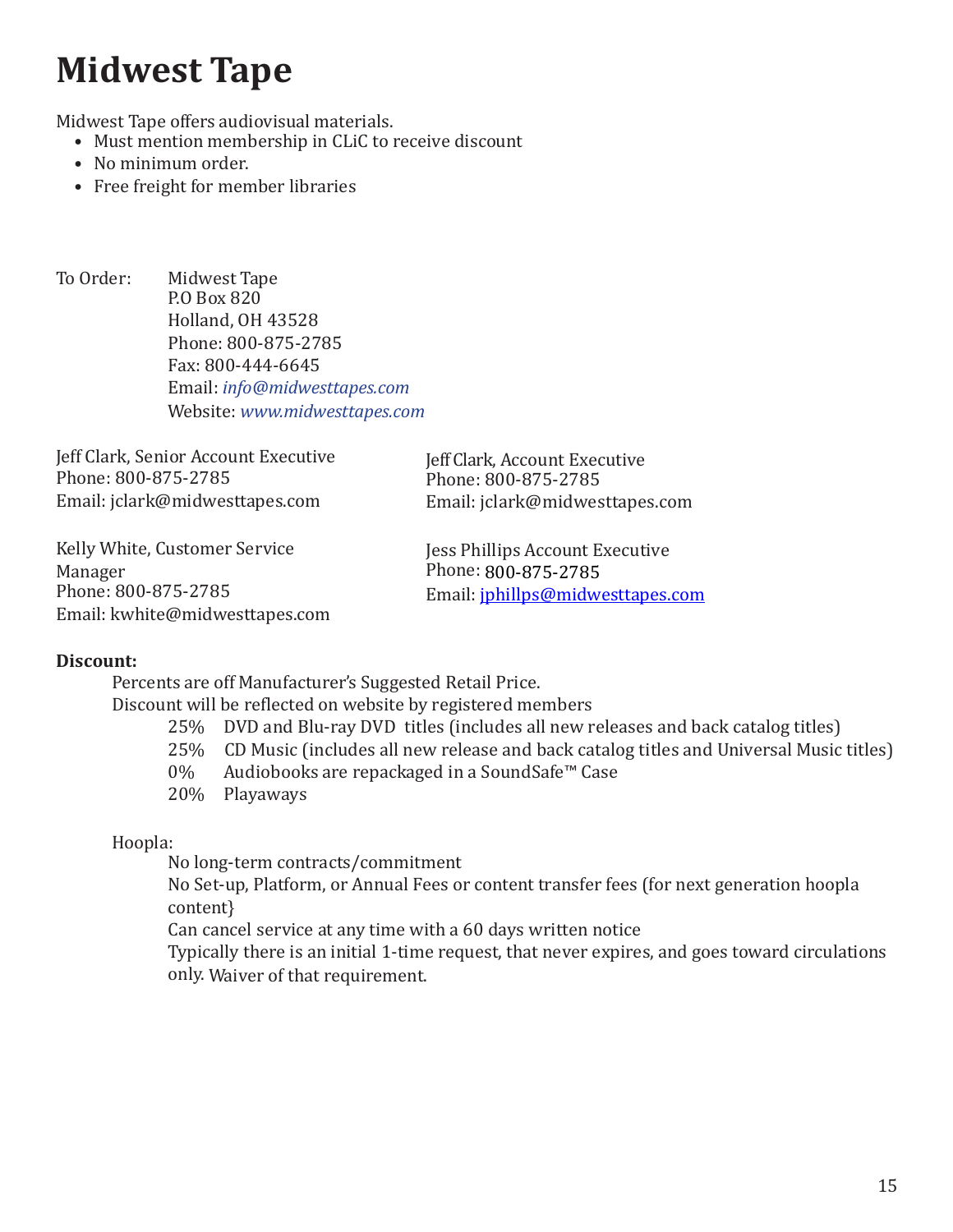# Midwest Tape

Midwest Tape offers audiovisual materials.

- Must mention membership in CLiC to receive discount
- No minimum order.
- Free freight for member libraries

To Order: Midwest Tape
P.O Box 820
Holland, OH 43528
Phone: 800-875-2785
Fax: 800-444-6645
Email: *info@midwesttapes.com*
Website: *www.midwesttapes.com*

Jeff Clark, Senior Account Executive
Phone: 800-875-2785
Email: jclark@midwesttapes.com

Kelly White, Customer Service Manager
Phone: 800-875-2785
Email: kwhite@midwesttapes.com

Jeff Clark, Account Executive
Phone: 800-875-2785
Email: jclark@midwesttapes.com

Jess Phillips Account Executive
Phone: 800-875-2785
Email: jphillps@midwesttapes.com

**Discount:**

Percents are off Manufacturer's Suggested Retail Price.
Discount will be reflected on website by registered members

25% DVD and Blu-ray DVD titles (includes all new releases and back catalog titles)
25% CD Music (includes all new release and back catalog titles and Universal Music titles)
0% Audiobooks are repackaged in a SoundSafe™ Case
20% Playaways

Hoopla:

No long-term contracts/commitment
No Set-up, Platform, or Annual Fees or content transfer fees (for next generation hoopla content}
Can cancel service at any time with a 60 days written notice
Typically there is an initial 1-time request, that never expires, and goes toward circulations only. Waiver of that requirement.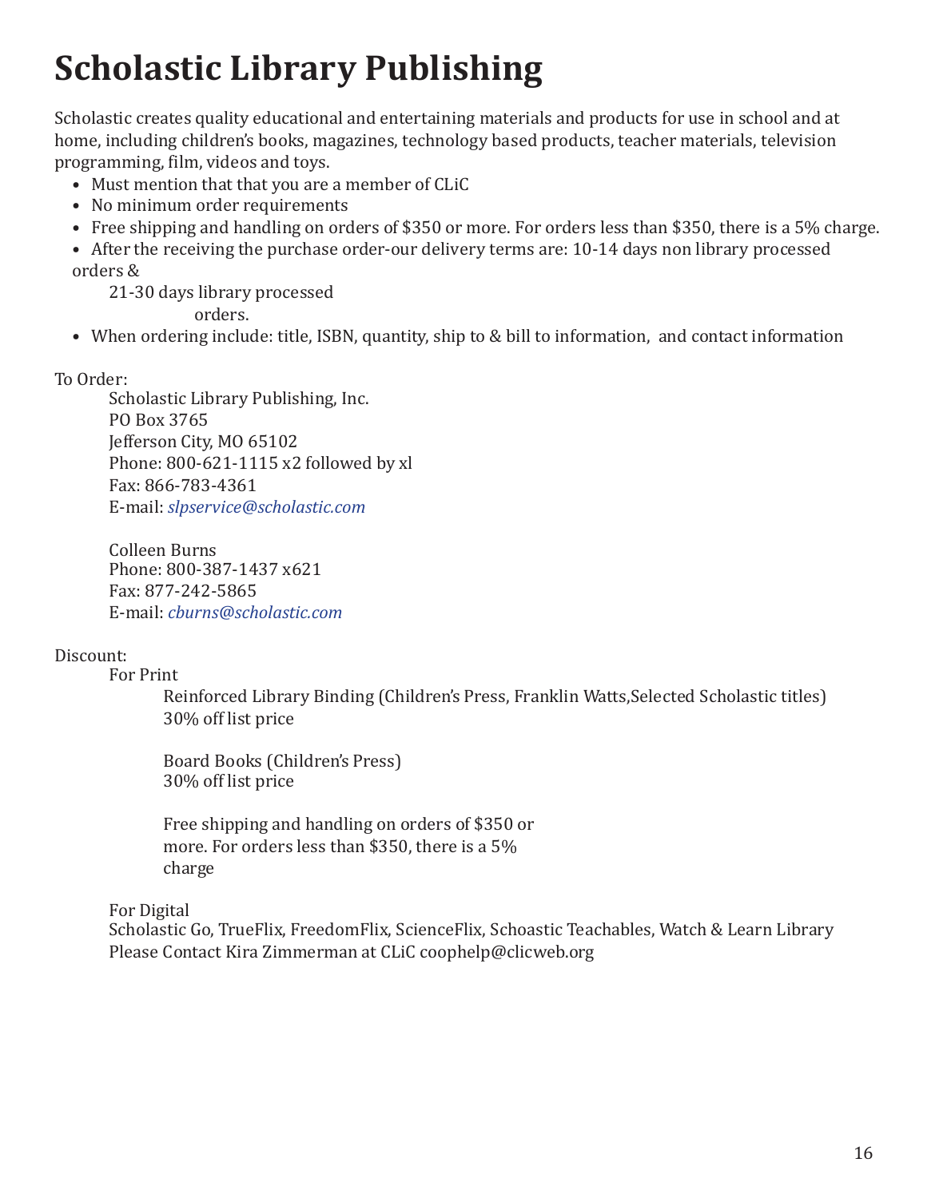# Scholastic Library Publishing

Scholastic creates quality educational and entertaining materials and products for use in school and at home, including children's books, magazines, technology based products, teacher materials, television programming, film, videos and toys.

- Must mention that that you are a member of CLiC
- No minimum order requirements
- Free shipping and handling on orders of $350 or more. For orders less than $350, there is a 5% charge.
- After the receiving the purchase order-our delivery terms are: 10-14 days non library processed orders & 21-30 days library processed orders.
- When ordering include: title, ISBN, quantity, ship to & bill to information, and contact information

To Order:

Scholastic Library Publishing, Inc.
PO Box 3765
Jefferson City, MO 65102
Phone: 800-621-1115 x2 followed by xl
Fax: 866-783-4361
E-mail: *slpservice@scholastic.com*

Colleen Burns
Phone: 800-387-1437 x621
Fax: 877-242-5865
E-mail: *cburns@scholastic.com*

Discount:

For Print

Reinforced Library Binding (Children's Press, Franklin Watts,Selected Scholastic titles)
30% off list price

Board Books (Children's Press)
30% off list price

Free shipping and handling on orders of $350 or more. For orders less than $350, there is a 5% charge

For Digital

Scholastic Go, TrueFlix, FreedomFlix, ScienceFlix, Schoastic Teachables, Watch & Learn Library
Please Contact Kira Zimmerman at CLiC coophelp@clicweb.org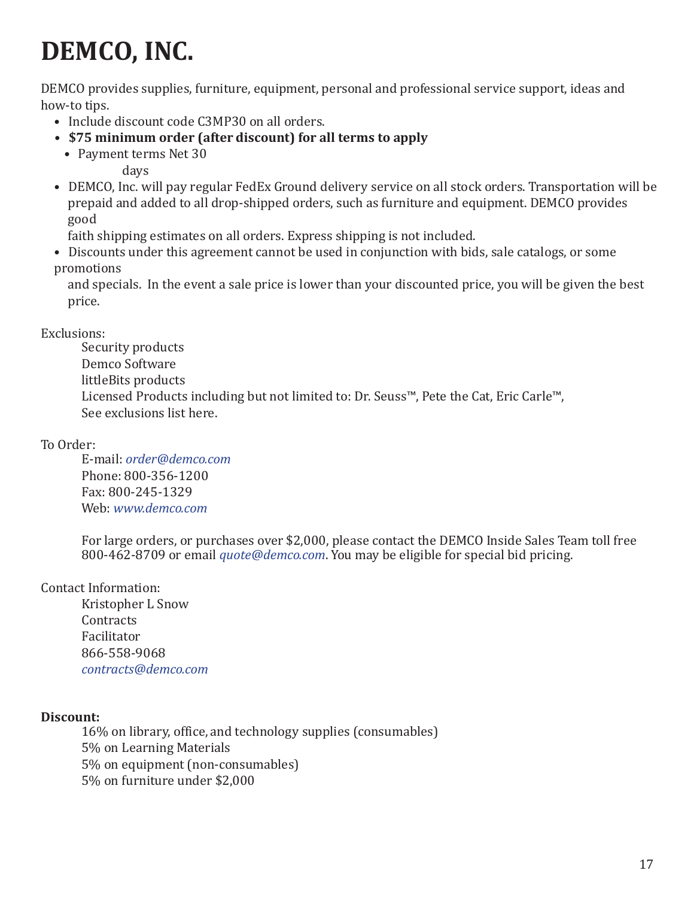# DEMCO, INC.

DEMCO provides supplies, furniture, equipment, personal and professional service support, ideas and how-to tips.

- Include discount code C3MP30 on all orders.
- **$75 minimum order (after discount) for all terms to apply**
  - Payment terms Net 30 days
- DEMCO, Inc. will pay regular FedEx Ground delivery service on all stock orders. Transportation will be prepaid and added to all drop-shipped orders, such as furniture and equipment. DEMCO provides good faith shipping estimates on all orders. Express shipping is not included.
- Discounts under this agreement cannot be used in conjunction with bids, sale catalogs, or some promotions and specials. In the event a sale price is lower than your discounted price, you will be given the best price.

Exclusions:

Security products
Demco Software
littleBits products
Licensed Products including but not limited to: Dr. Seuss™, Pete the Cat, Eric Carle™,
See exclusions list here.

To Order:

E-mail: *order@demco.com*
Phone: 800-356-1200
Fax: 800-245-1329
Web: *www.demco.com*

For large orders, or purchases over $2,000, please contact the DEMCO Inside Sales Team toll free 800-462-8709 or email *quote@demco.com*. You may be eligible for special bid pricing.

Contact Information:

Kristopher L Snow
Contracts
Facilitator
866-558-9068
*contracts@demco.com*

**Discount:**

16% on library, office, and technology supplies (consumables)
5% on Learning Materials
5% on equipment (non-consumables)
5% on furniture under $2,000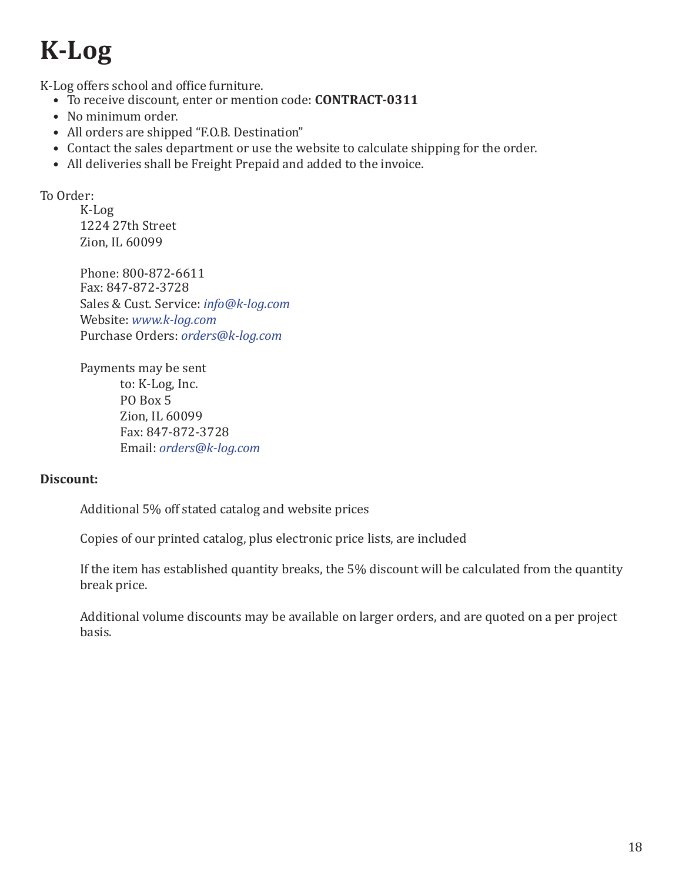# K-Log

K-Log offers school and office furniture.

- To receive discount, enter or mention code: **CONTRACT-0311**
- No minimum order.
- All orders are shipped "F.O.B. Destination"
- Contact the sales department or use the website to calculate shipping for the order.
- All deliveries shall be Freight Prepaid and added to the invoice.

To Order:

K-Log
1224 27th Street
Zion, IL 60099

Phone: 800-872-6611
Fax: 847-872-3728
Sales & Cust. Service: *info@k-log.com*
Website: *www.k-log.com*
Purchase Orders: *orders@k-log.com*

Payments may be sent
to: K-Log, Inc.
PO Box 5
Zion, IL 60099
Fax: 847-872-3728
Email: *orders@k-log.com*

**Discount:**

Additional 5% off stated catalog and website prices

Copies of our printed catalog, plus electronic price lists, are included

If the item has established quantity breaks, the 5% discount will be calculated from the quantity break price.

Additional volume discounts may be available on larger orders, and are quoted on a per project basis.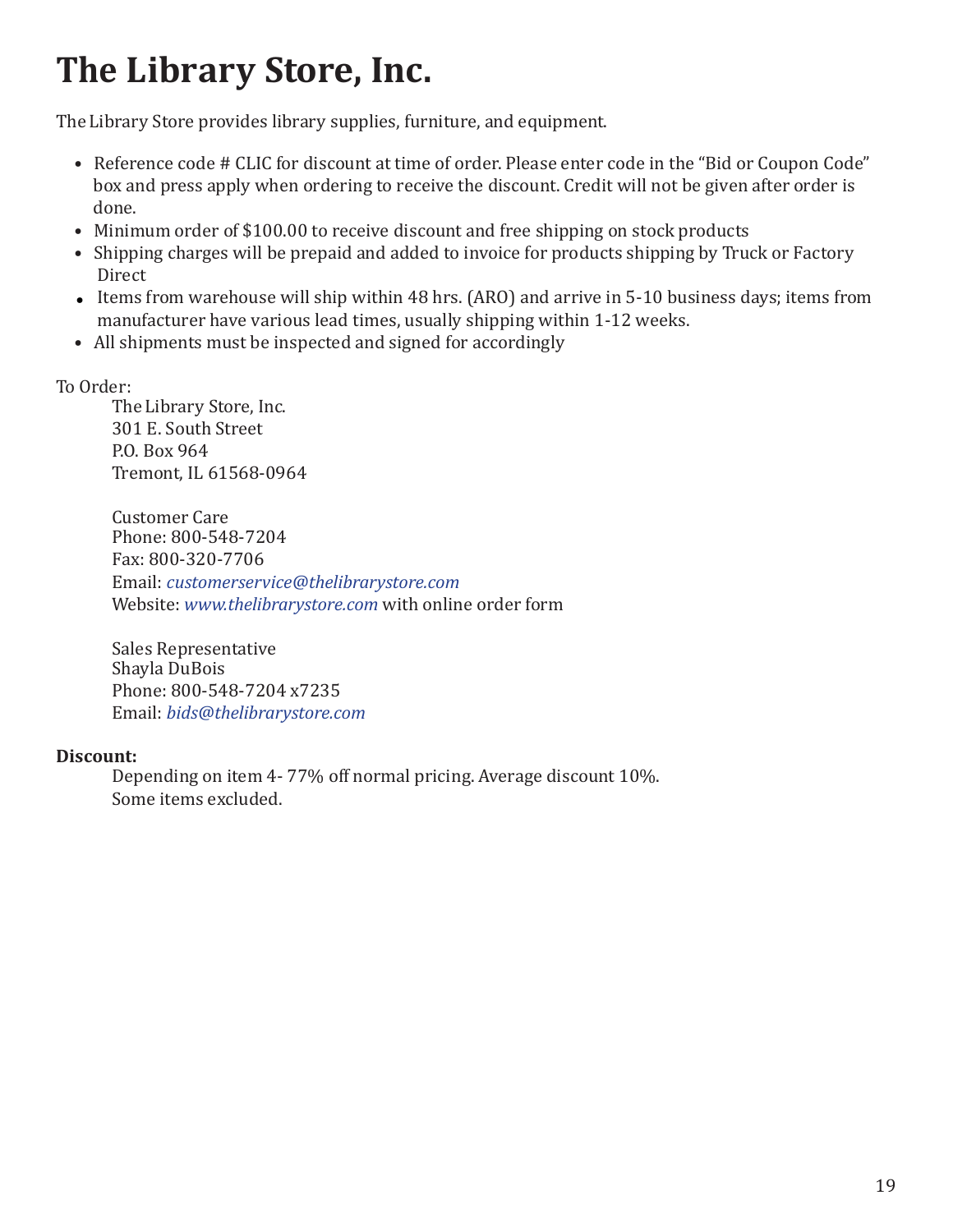# The Library Store, Inc.

The Library Store provides library supplies, furniture, and equipment.

- Reference code # CLIC for discount at time of order. Please enter code in the "Bid or Coupon Code" box and press apply when ordering to receive the discount. Credit will not be given after order is done.
- Minimum order of $100.00 to receive discount and free shipping on stock products
- Shipping charges will be prepaid and added to invoice for products shipping by Truck or Factory Direct
- Items from warehouse will ship within 48 hrs. (ARO) and arrive in 5-10 business days; items from manufacturer have various lead times, usually shipping within 1-12 weeks.
- All shipments must be inspected and signed for accordingly

To Order:

The Library Store, Inc.
301 E. South Street
P.O. Box 964
Tremont, IL 61568-0964

Customer Care
Phone: 800-548-7204
Fax: 800-320-7706
Email: *customerservice@thelibrarystore.com*
Website: *www.thelibrarystore.com* with online order form

Sales Representative
Shayla DuBois
Phone: 800-548-7204 x7235
Email: *bids@thelibrarystore.com*

**Discount:**

Depending on item 4- 77% off normal pricing. Average discount 10%.
Some items excluded.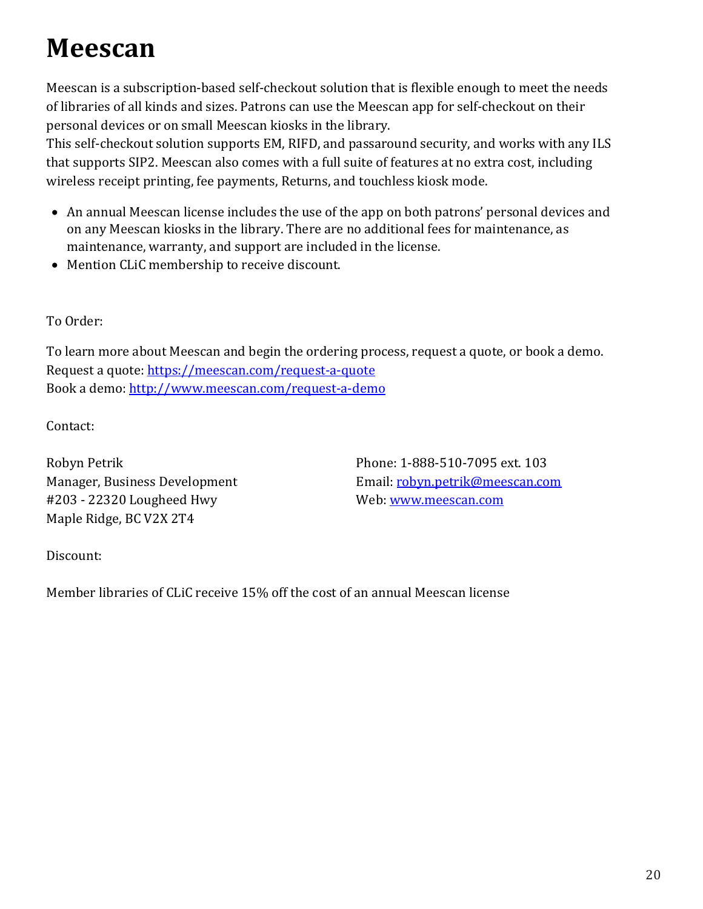# Meescan

Meescan is a subscription-based self-checkout solution that is flexible enough to meet the needs of libraries of all kinds and sizes. Patrons can use the Meescan app for self-checkout on their personal devices or on small Meescan kiosks in the library.
This self-checkout solution supports EM, RIFD, and passaround security, and works with any ILS that supports SIP2. Meescan also comes with a full suite of features at no extra cost, including wireless receipt printing, fee payments, Returns, and touchless kiosk mode.

- An annual Meescan license includes the use of the app on both patrons' personal devices and on any Meescan kiosks in the library. There are no additional fees for maintenance, as maintenance, warranty, and support are included in the license.
- Mention CLiC membership to receive discount.

To Order:

To learn more about Meescan and begin the ordering process, request a quote, or book a demo.
Request a quote: https://meescan.com/request-a-quote
Book a demo: http://www.meescan.com/request-a-demo

Contact:

Robyn Petrik
Manager, Business Development
#203 - 22320 Lougheed Hwy
Maple Ridge, BC V2X 2T4

Phone: 1-888-510-7095 ext. 103
Email: robyn.petrik@meescan.com
Web: www.meescan.com

Discount:

Member libraries of CLiC receive 15% off the cost of an annual Meescan license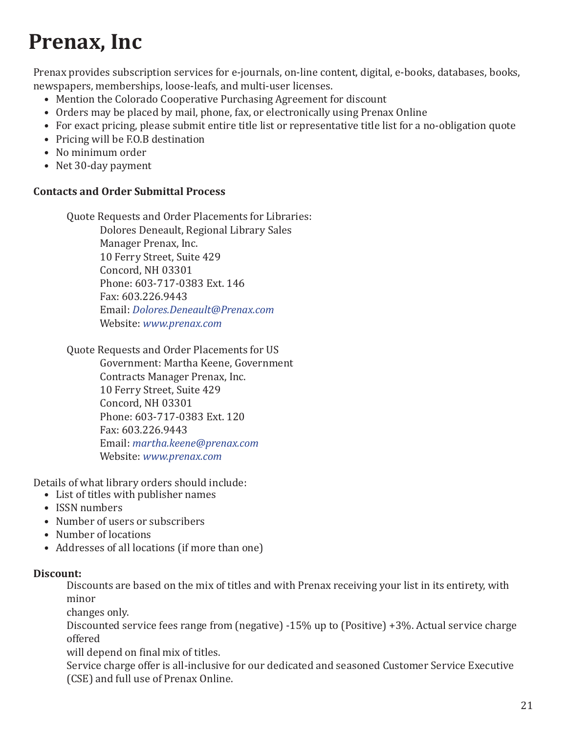# Prenax, Inc

Prenax provides subscription services for e-journals, on-line content, digital, e-books, databases, books, newspapers, memberships, loose-leafs, and multi-user licenses.

- Mention the Colorado Cooperative Purchasing Agreement for discount
- Orders may be placed by mail, phone, fax, or electronically using Prenax Online
- For exact pricing, please submit entire title list or representative title list for a no-obligation quote
- Pricing will be F.O.B destination
- No minimum order
- Net 30-day payment

**Contacts and Order Submittal Process**

Quote Requests and Order Placements for Libraries:
Dolores Deneault, Regional Library Sales Manager Prenax, Inc.
10 Ferry Street, Suite 429
Concord, NH 03301
Phone: 603-717-0383 Ext. 146
Fax: 603.226.9443
Email: *Dolores.Deneault@Prenax.com*
Website: *www.prenax.com*

Quote Requests and Order Placements for US Government: Martha Keene, Government Contracts Manager Prenax, Inc.
10 Ferry Street, Suite 429
Concord, NH 03301
Phone: 603-717-0383 Ext. 120
Fax: 603.226.9443
Email: *martha.keene@prenax.com*
Website: *www.prenax.com*

Details of what library orders should include:

- List of titles with publisher names
- ISSN numbers
- Number of users or subscribers
- Number of locations
- Addresses of all locations (if more than one)

**Discount:**

Discounts are based on the mix of titles and with Prenax receiving your list in its entirety, with minor changes only.
Discounted service fees range from (negative) -15% up to (Positive) +3%. Actual service charge offered will depend on final mix of titles.
Service charge offer is all-inclusive for our dedicated and seasoned Customer Service Executive (CSE) and full use of Prenax Online.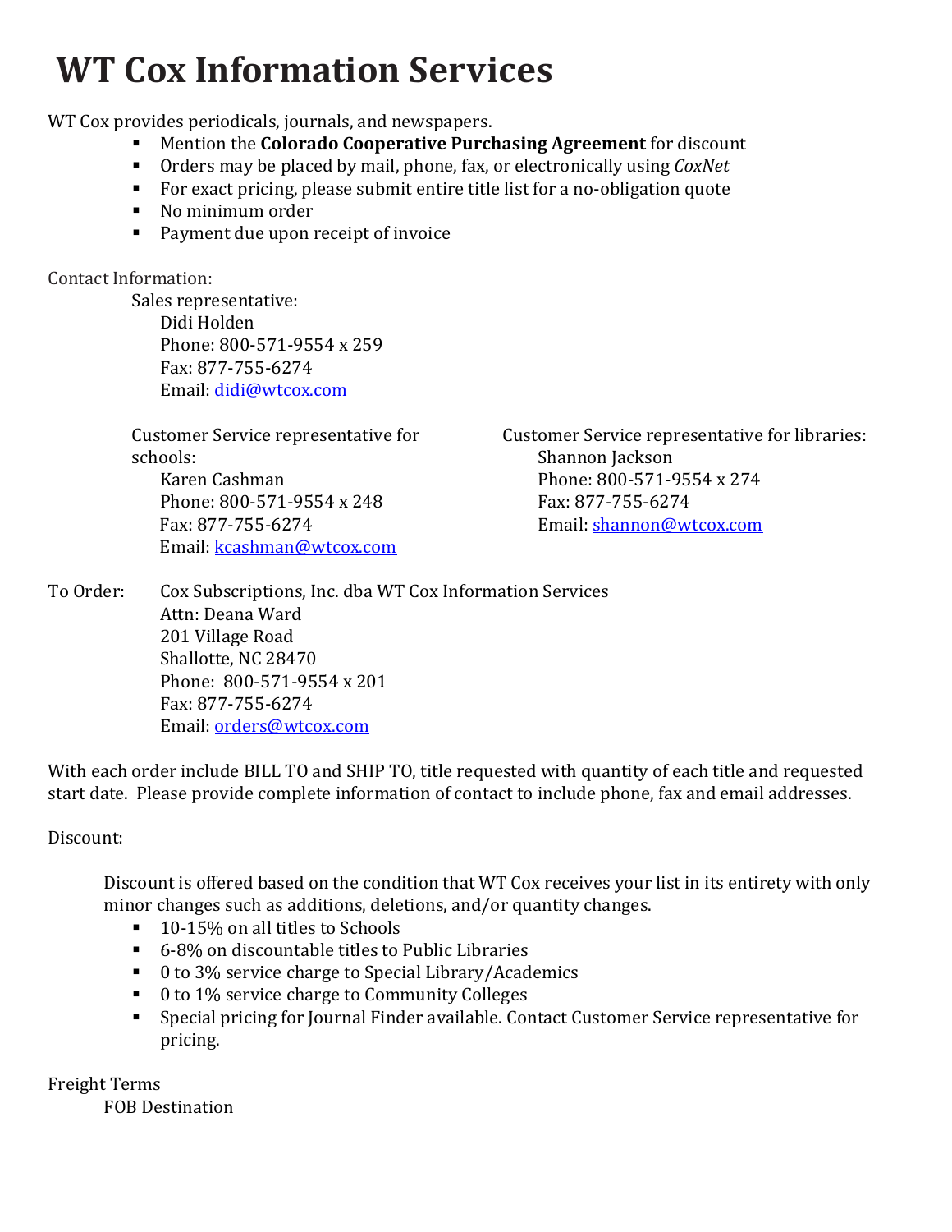# WT Cox Information Services

WT Cox provides periodicals, journals, and newspapers.

- Mention the **Colorado Cooperative Purchasing Agreement** for discount
- Orders may be placed by mail, phone, fax, or electronically using *CoxNet*
- For exact pricing, please submit entire title list for a no-obligation quote
- No minimum order
- Payment due upon receipt of invoice

Contact Information:

Sales representative:
Didi Holden
Phone: 800-571-9554 x 259
Fax: 877-755-6274
Email: didi@wtcox.com

Customer Service representative for schools:
Karen Cashman
Phone: 800-571-9554 x 248
Fax: 877-755-6274
Email: kcashman@wtcox.com

Customer Service representative for libraries:
Shannon Jackson
Phone: 800-571-9554 x 274
Fax: 877-755-6274
Email: shannon@wtcox.com

To Order:
Cox Subscriptions, Inc. dba WT Cox Information Services
Attn: Deana Ward
201 Village Road
Shallotte, NC 28470
Phone: 800-571-9554 x 201
Fax: 877-755-6274
Email: orders@wtcox.com

With each order include BILL TO and SHIP TO, title requested with quantity of each title and requested start date. Please provide complete information of contact to include phone, fax and email addresses.

Discount:

Discount is offered based on the condition that WT Cox receives your list in its entirety with only minor changes such as additions, deletions, and/or quantity changes.

- 10-15% on all titles to Schools
- 6-8% on discountable titles to Public Libraries
- 0 to 3% service charge to Special Library/Academics
- 0 to 1% service charge to Community Colleges
- Special pricing for Journal Finder available. Contact Customer Service representative for pricing.

Freight Terms

FOB Destination